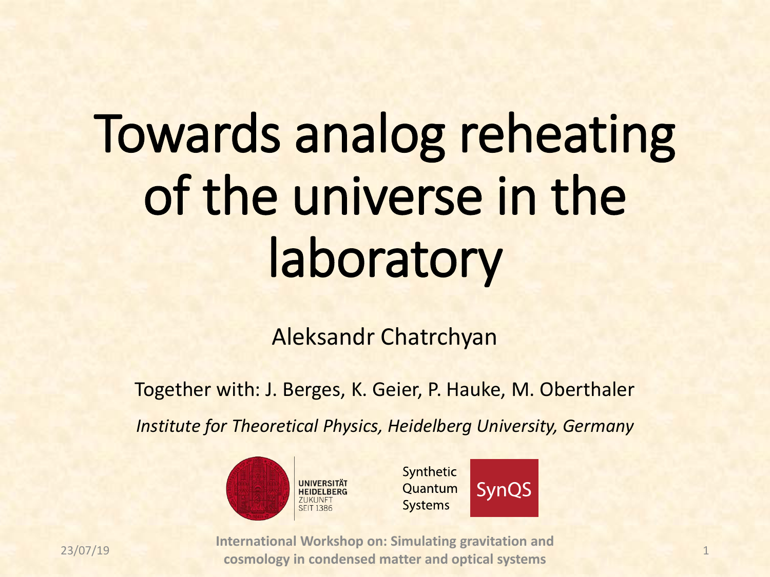# Towards analog reheating of the universe in the laboratory

Aleksandr Chatrchyan

Together with: J. Berges, K. Geier, P. Hauke, M. Oberthaler

*Institute for Theoretical Physics, Heidelberg University, Germany*

UNIVERSITÄT HEIDELBERG ZUKUNFT SEIT 1386

Synthetic Quantum Systems SynQS

23/07/19

**International Workshop on: Simulating gravitation and cosmology in condensed matter and optical systems**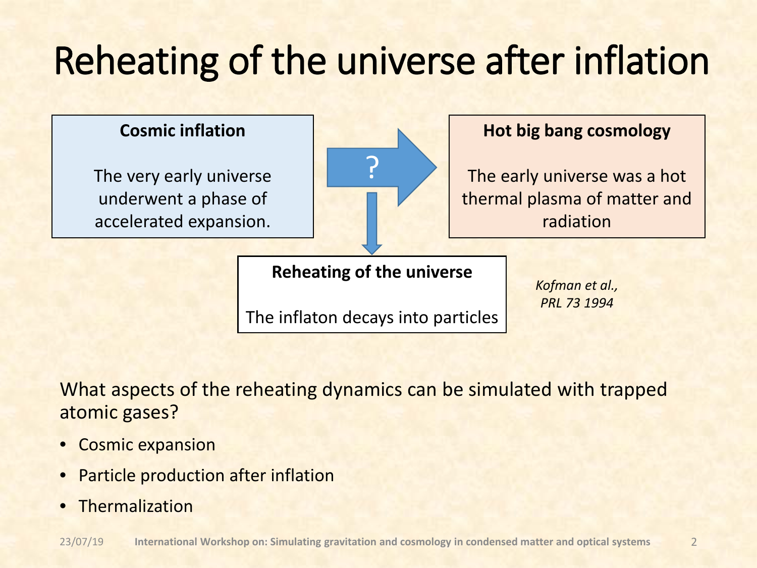# Reheating of the universe after inflation

**Cosmic inflation**

The very early universe underwent a phase of accelerated expansion.

?

**Hot big bang cosmology**

The early universe was a hot thermal plasma of matter and radiation

**Reheating of the universe**

The inflaton decays into particles

*Kofman et al., PRL 73 1994*

What aspects of the reheating dynamics can be simulated with trapped atomic gases?

- Cosmic expansion
- Particle production after inflation
- Thermalization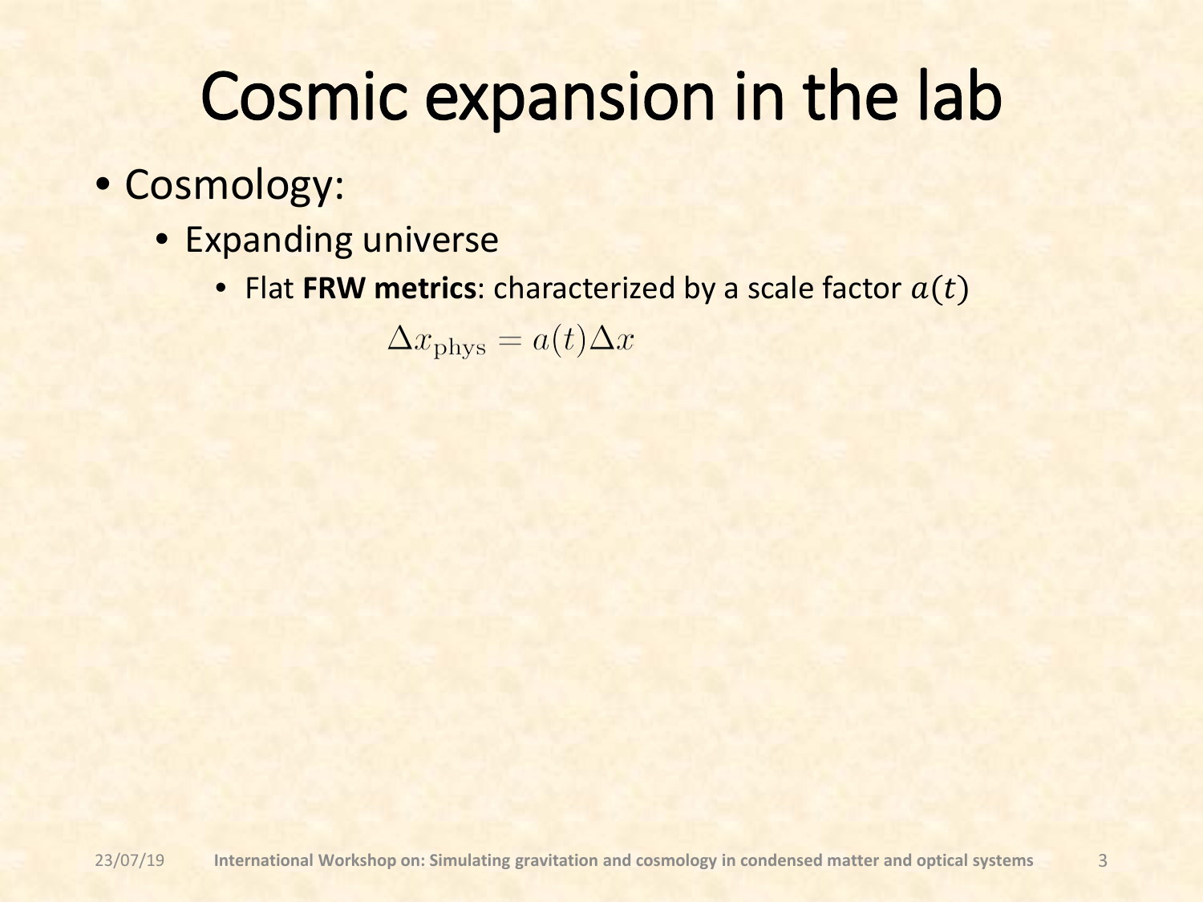# Cosmic expansion in the lab

- Cosmology:
  - Expanding universe
    - Flat **FRW metrics**: characterized by a scale factor $a(t)$

$$\Delta x_{\mathrm{phys}} = a(t)\Delta x$$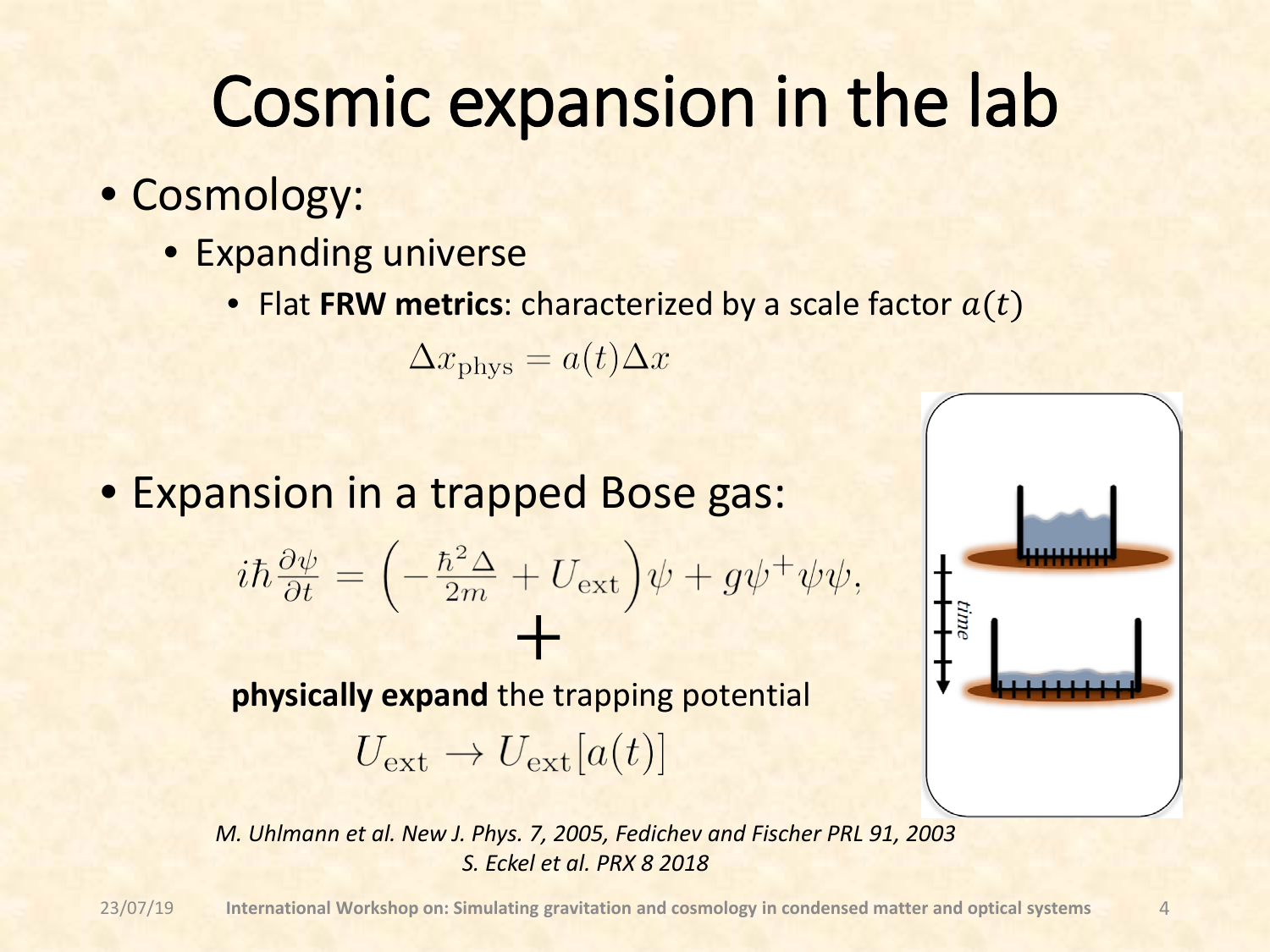# Cosmic expansion in the lab

- Cosmology:
  - Expanding universe
    - Flat **FRW metrics**: characterized by a scale factor $a(t)$

$$\Delta x_{\mathrm{phys}} = a(t)\Delta x$$

- Expansion in a trapped Bose gas:

$$i\hbar\frac{\partial\psi}{\partial t} = \left(-\frac{\hbar^2\Delta}{2m} + U_{\mathrm{ext}}\right)\psi + g\psi^{+}\psi\psi,$$

$$+$$

**physically expand** the trapping potential

$$U_{\mathrm{ext}} \rightarrow U_{\mathrm{ext}}[a(t)]$$

*M. Uhlmann et al. New J. Phys. 7, 2005, Fedichev and Fischer PRL 91, 2003*
*S. Eckel et al. PRX 8 2018*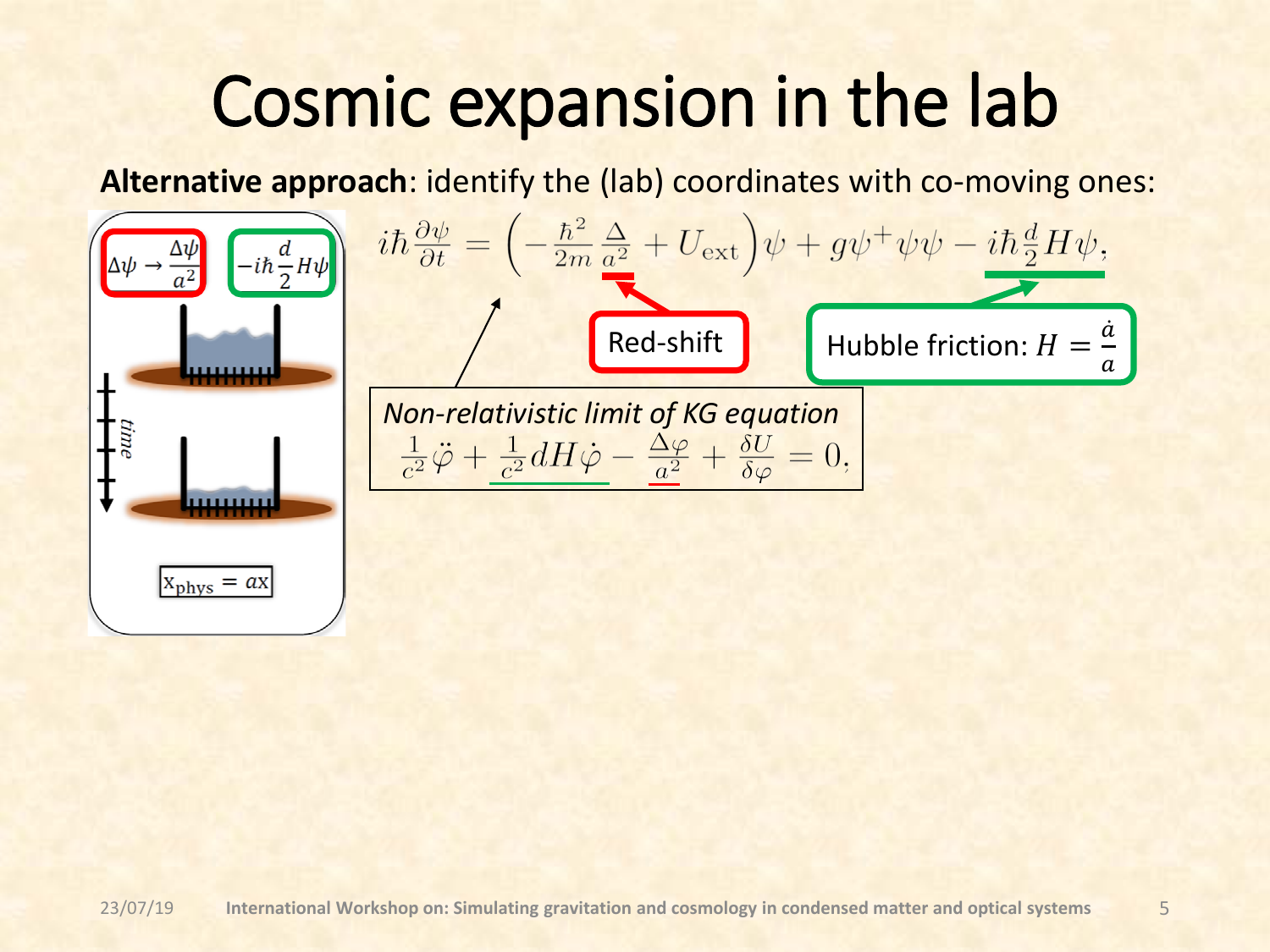# Cosmic expansion in the lab

**Alternative approach**: identify the (lab) coordinates with co-moving ones:

$\Delta\psi \rightarrow \frac{\Delta\psi}{a^2}$

$-i\hbar\frac{d}{2}H\psi$

time

$x_{phys} = ax$

$$i\hbar\frac{\partial\psi}{\partial t} = \left(-\frac{\hbar^2}{2m}\frac{\Delta}{a^2} + U_{\text{ext}}\right)\psi + g\psi^+\psi\psi - i\hbar\frac{d}{2}H\psi,$$

Red-shift

Hubble friction: $H = \frac{\dot{a}}{a}$

*Non-relativistic limit of KG equation*

$$\frac{1}{c^2}\ddot{\varphi} + \frac{1}{c^2}dH\dot{\varphi} - \frac{\Delta\varphi}{a^2} + \frac{\delta U}{\delta\varphi} = 0,$$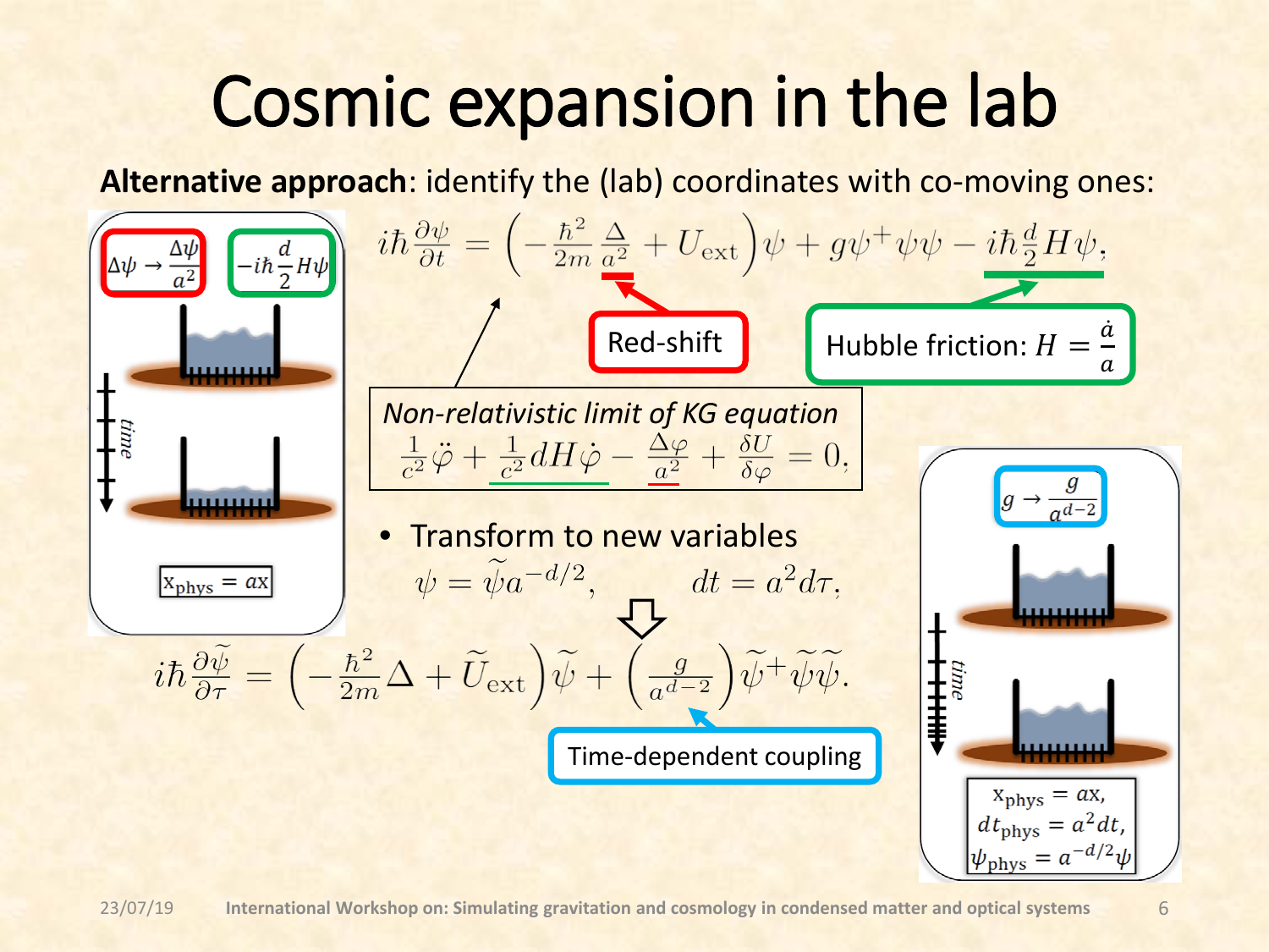# Cosmic expansion in the lab

**Alternative approach**: identify the (lab) coordinates with co-moving ones:

$\Delta\psi \to \frac{\Delta\psi}{a^2}$ $\quad -i\hbar\frac{d}{2}H\psi$

$x_{phys} = ax$

$$i\hbar\frac{\partial\psi}{\partial t} = \left(-\frac{\hbar^2}{2m}\frac{\Delta}{a^2} + U_{ext}\right)\psi + g\psi^+\psi\psi - i\hbar\frac{d}{2}H\psi,$$

Red-shift

Hubble friction: $H = \frac{\dot{a}}{a}$

*Non-relativistic limit of KG equation*

$$\frac{1}{c^2}\ddot{\varphi} + \frac{1}{c^2}dH\dot{\varphi} - \frac{\Delta\varphi}{a^2} + \frac{\delta U}{\delta\varphi} = 0,$$

- Transform to new variables

$$\psi = \widetilde{\psi}a^{-d/2}, \qquad dt = a^2 d\tau.$$

$$i\hbar\frac{\partial\widetilde{\psi}}{\partial\tau} = \left(-\frac{\hbar^2}{2m}\Delta + \widetilde{U}_{ext}\right)\widetilde{\psi} + \left(\frac{g}{a^{d-2}}\right)\widetilde{\psi}^+\widetilde{\psi}\widetilde{\psi}.$$

Time-dependent coupling

$g \to \frac{g}{a^{d-2}}$

$x_{phys} = ax,$
$dt_{phys} = a^2 dt,$
$\psi_{phys} = a^{-d/2}\psi$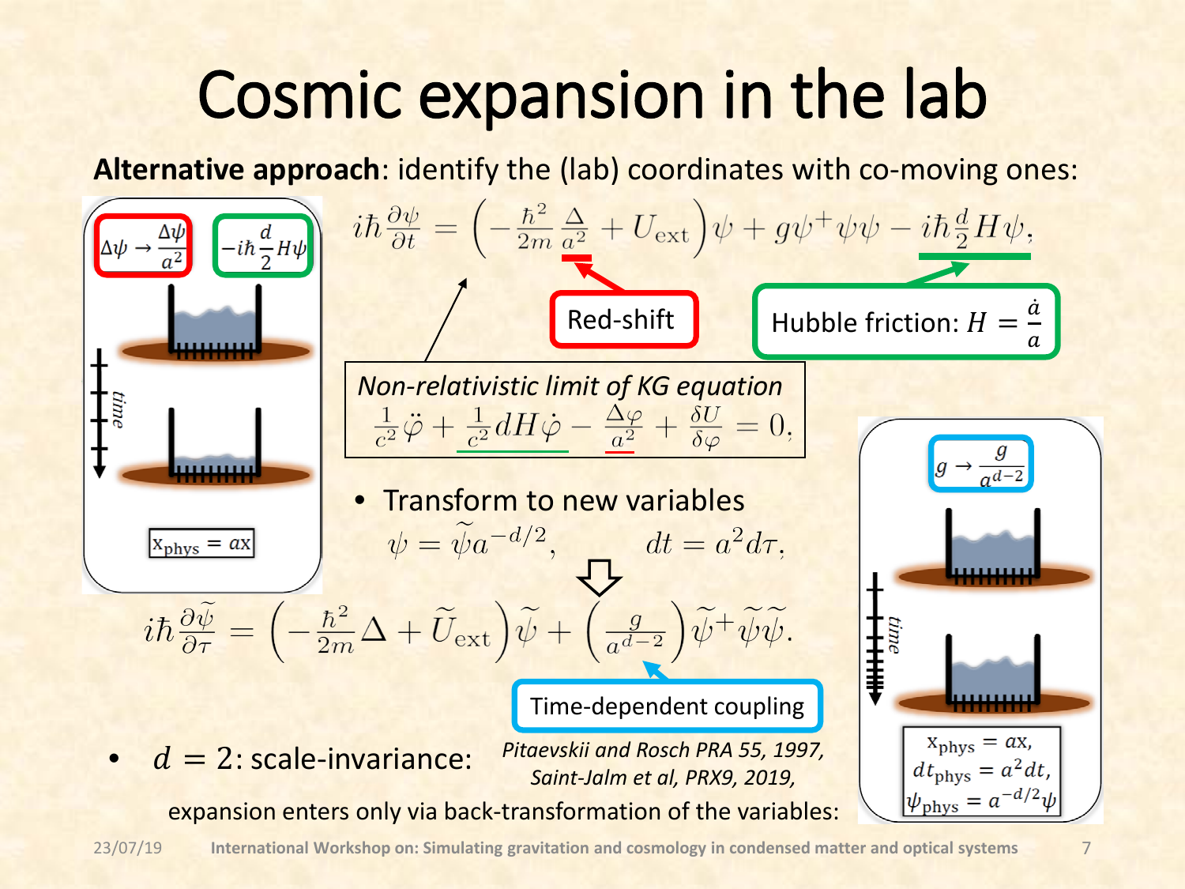# Cosmic expansion in the lab

**Alternative approach**: identify the (lab) coordinates with co-moving ones:

$\Delta\psi \to \frac{\Delta\psi}{a^2}$ $\quad -i\hbar\frac{d}{2}H\psi$

$$i\hbar\frac{\partial\psi}{\partial t} = \left(-\frac{\hbar^2}{2m}\frac{\Delta}{a^2} + U_{\text{ext}}\right)\psi + g\psi^+\psi\psi - i\hbar\frac{d}{2}H\psi,$$

Red-shift

Hubble friction: $H = \frac{\dot{a}}{a}$

*Non-relativistic limit of KG equation*

$$\frac{1}{c^2}\ddot{\varphi} + \frac{1}{c^2}dH\dot{\varphi} - \frac{\Delta\varphi}{a^2} + \frac{\delta U}{\delta\varphi} = 0,$$

time

$x_{\text{phys}} = ax$

- Transform to new variables

$$\psi = \widetilde{\psi}a^{-d/2}, \qquad dt = a^2 d\tau.$$

$$i\hbar\frac{\partial\widetilde{\psi}}{\partial\tau} = \left(-\frac{\hbar^2}{2m}\Delta + \widetilde{U}_{\text{ext}}\right)\widetilde{\psi} + \left(\frac{g}{a^{d-2}}\right)\widetilde{\psi}^+\widetilde{\psi}\widetilde{\psi}.$$

Time-dependent coupling

$g \to \frac{g}{a^{d-2}}$

time

$x_{\text{phys}} = ax,$
$dt_{\text{phys}} = a^2 dt,$
$\psi_{\text{phys}} = a^{-d/2}\psi$

- $d = 2$: scale-invariance: *Pitaevskii and Rosch PRA 55, 1997, Saint-Jalm et al, PRX9, 2019,*

expansion enters only via back-transformation of the variables: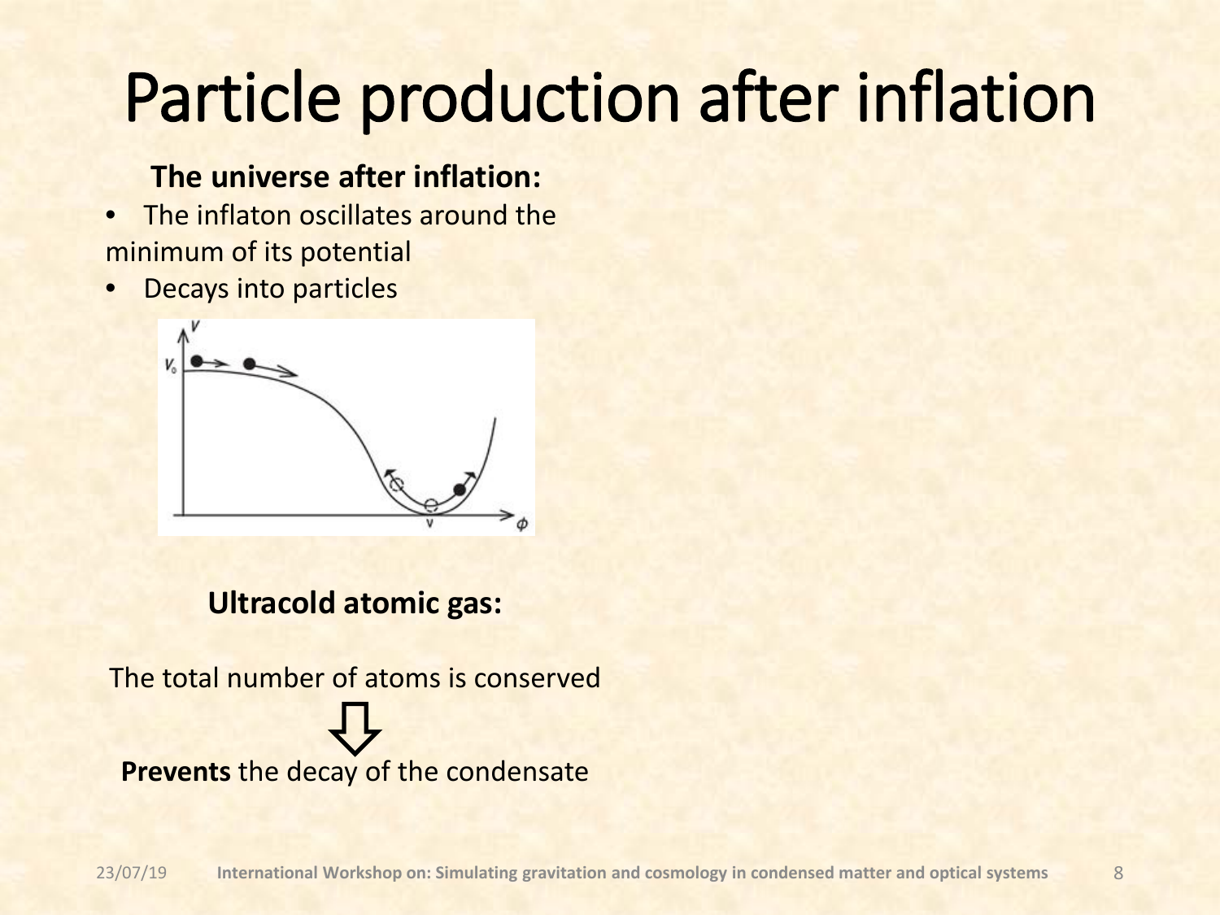# Particle production after inflation

**The universe after inflation:**

- The inflaton oscillates around the minimum of its potential
- Decays into particles

**Ultracold atomic gas:**

The total number of atoms is conserved

⇩

**Prevents** the decay of the condensate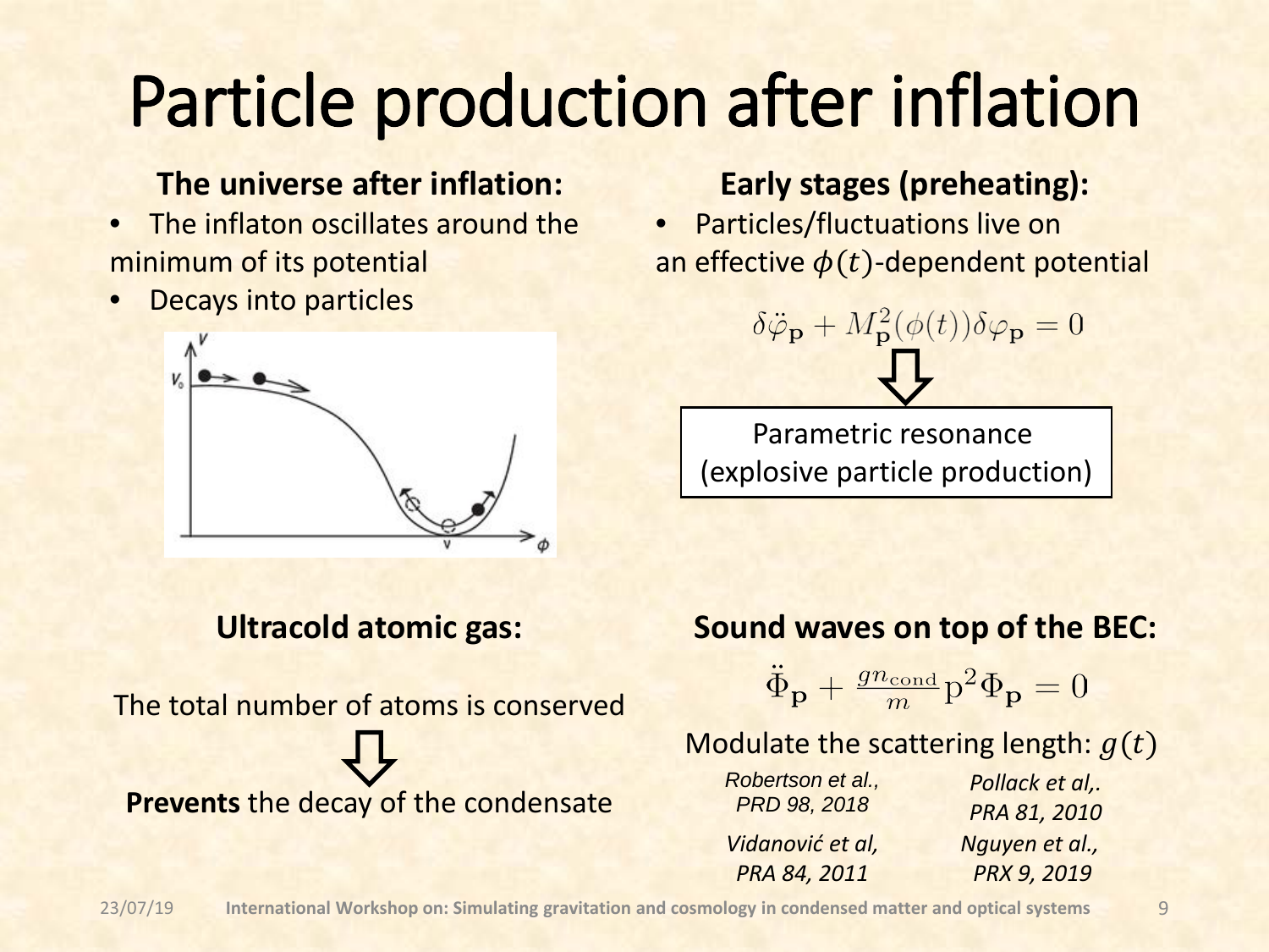# Particle production after inflation

**The universe after inflation:**

- The inflaton oscillates around the minimum of its potential
- Decays into particles

**Early stages (preheating):**

- Particles/fluctuations live on an effective $\phi(t)$-dependent potential

$$\delta\ddot{\varphi}_{\mathbf{p}} + M^2_{\mathbf{p}}(\phi(t))\delta\varphi_{\mathbf{p}} = 0$$

⇩

Parametric resonance (explosive particle production)

**Ultracold atomic gas:**

The total number of atoms is conserved

⇩

**Prevents** the decay of the condensate

**Sound waves on top of the BEC:**

$$\ddot{\Phi}_{\mathbf{p}} + \frac{g n_{\text{cond}}}{m}\mathrm{p}^2\Phi_{\mathbf{p}} = 0$$

Modulate the scattering length: $g(t)$

*Robertson et al., PRD 98, 2018*

*Pollack et al,. PRA 81, 2010*

*Vidanović et al, PRA 84, 2011*

*Nguyen et al., PRX 9, 2019*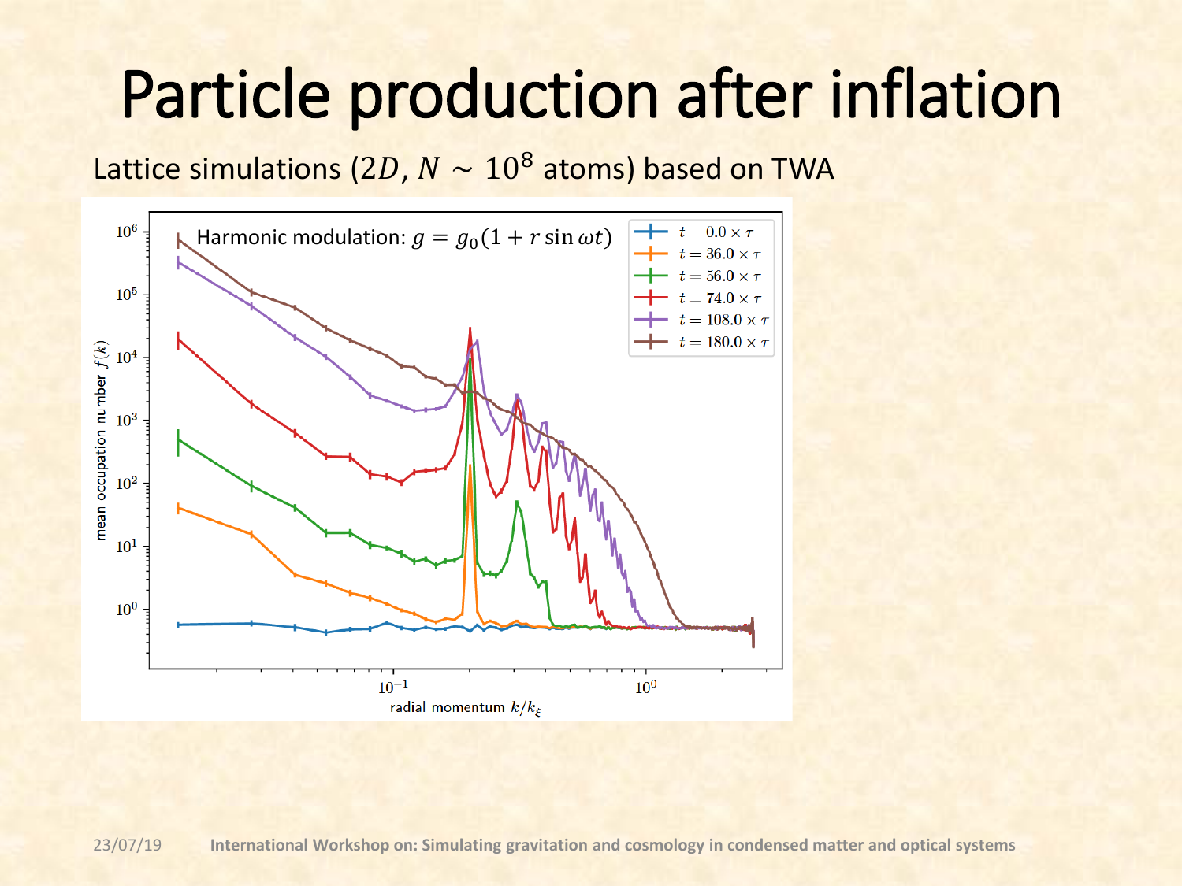# Particle production after inflation

Lattice simulations ($2D$, $N \sim 10^8$ atoms) based on TWA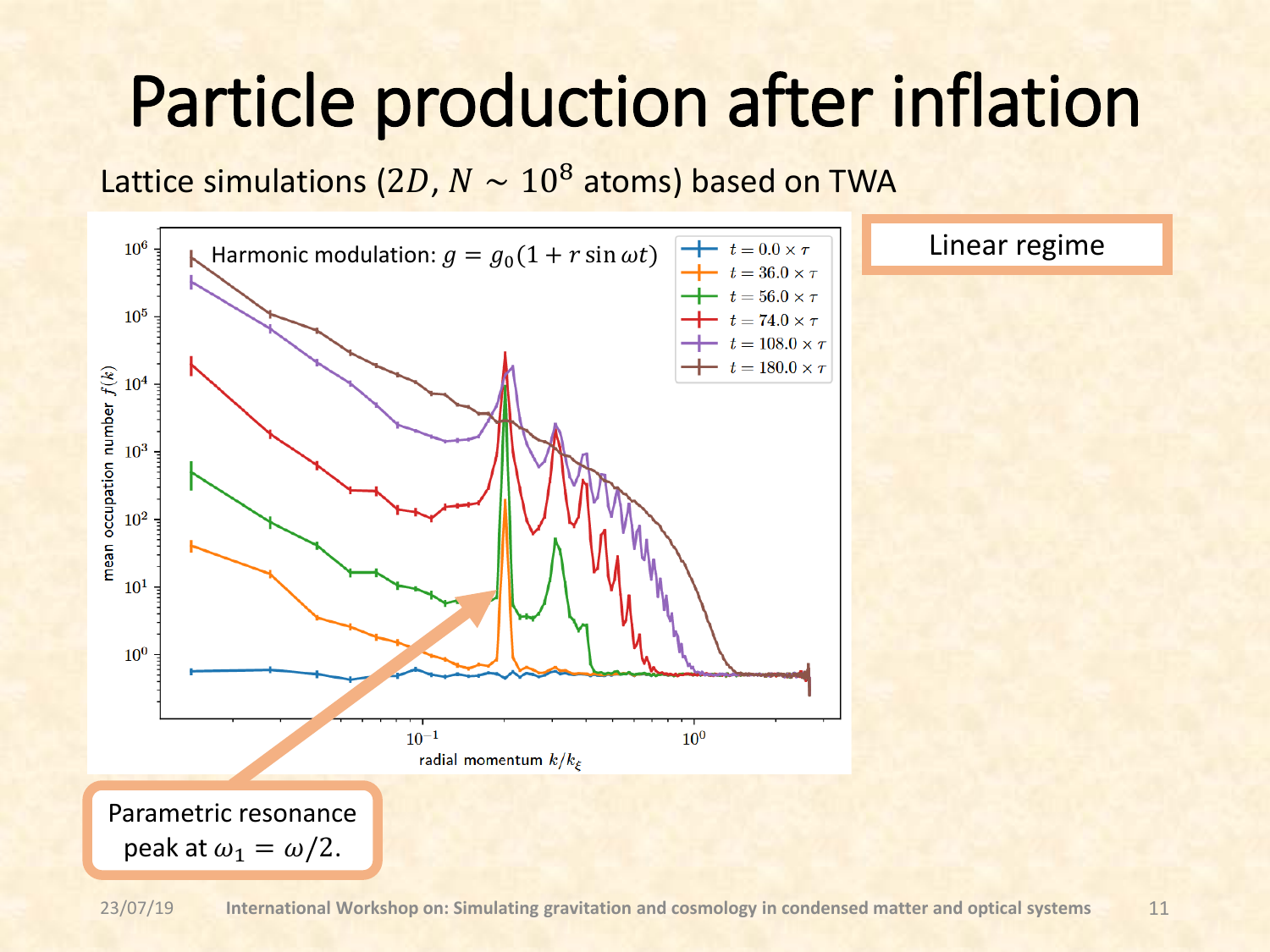# Particle production after inflation

Lattice simulations ($2D$, $N \sim 10^8$ atoms) based on TWA

Harmonic modulation: $g = g_0(1 + r \sin \omega t)$

Linear regime

Parametric resonance peak at $\omega_1 = \omega/2$.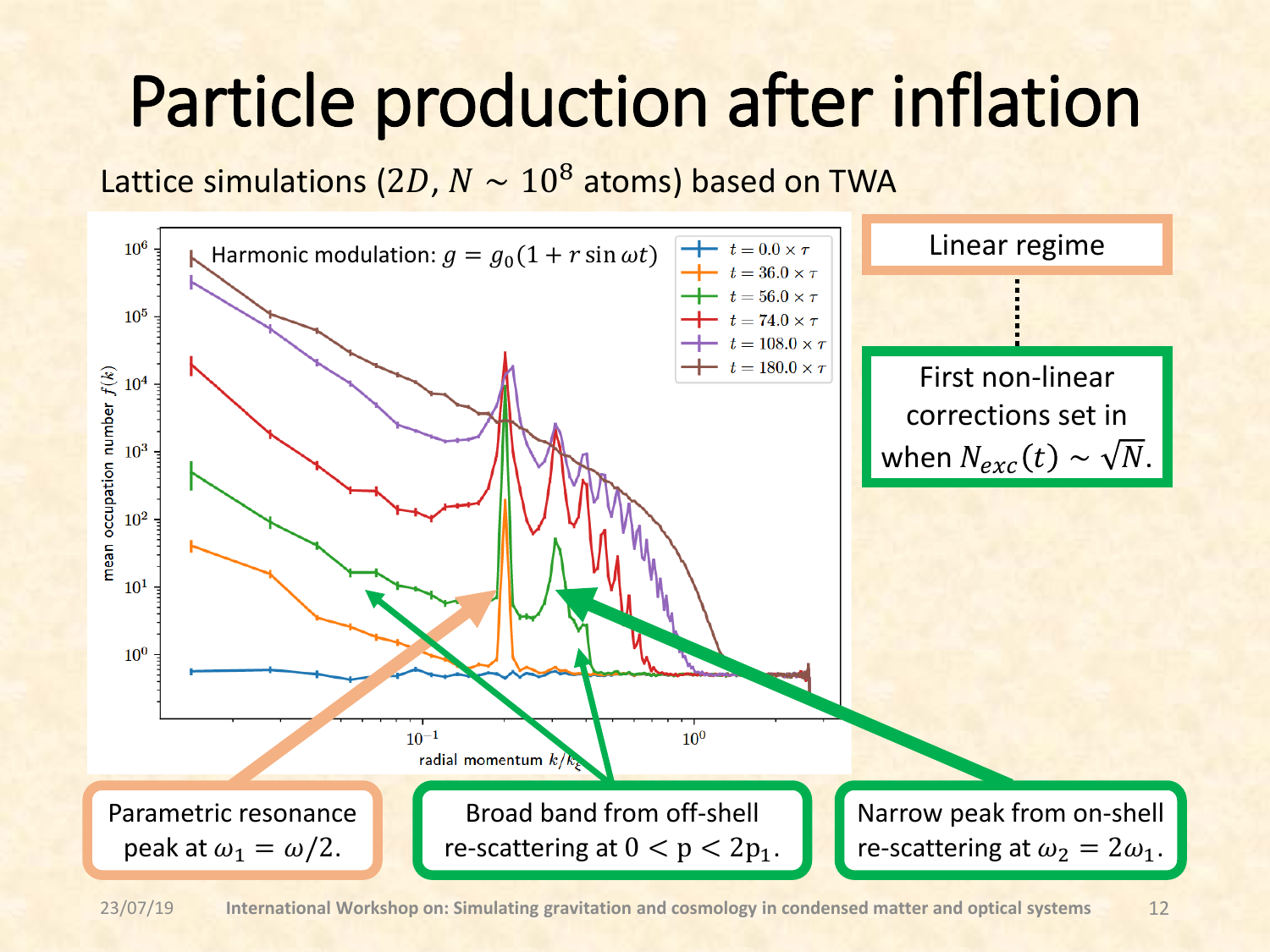# Particle production after inflation

Lattice simulations ($2D$, $N \sim 10^8$ atoms) based on TWA

Harmonic modulation: $g = g_0(1 + r\sin\omega t)$

Legend: $t = 0.0 \times \tau$, $t = 36.0 \times \tau$, $t = 56.0 \times \tau$, $t = 74.0 \times \tau$, $t = 108.0 \times \tau$, $t = 180.0 \times \tau$

y-axis: mean occupation number $f(k)$

x-axis: radial momentum $k/k_\xi$

Linear regime

First non-linear corrections set in when $N_{exc}(t) \sim \sqrt{N}$.

Parametric resonance peak at $\omega_1 = \omega/2$.

Broad band from off-shell re-scattering at $0 < \mathrm{p} < 2\mathrm{p}_1$.

Narrow peak from on-shell re-scattering at $\omega_2 = 2\omega_1$.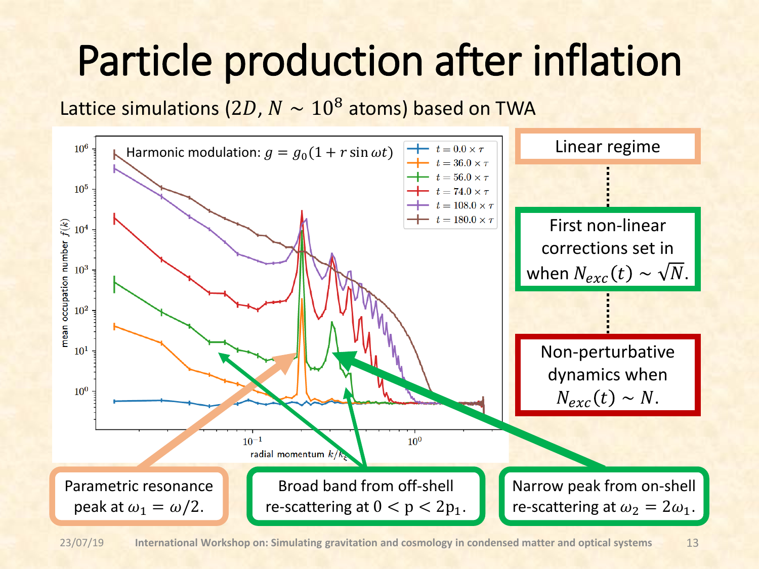# Particle production after inflation

Lattice simulations ($2D$, $N \sim 10^8$ atoms) based on TWA

Harmonic modulation: $g = g_0(1 + r \sin \omega t)$

Linear regime

First non-linear corrections set in when $N_{exc}(t) \sim \sqrt{N}$.

Non-perturbative dynamics when $N_{exc}(t) \sim N$.

Parametric resonance peak at $\omega_1 = \omega/2$.

Broad band from off-shell re-scattering at $0 < \mathrm{p} < 2\mathrm{p}_1$.

Narrow peak from on-shell re-scattering at $\omega_2 = 2\omega_1$.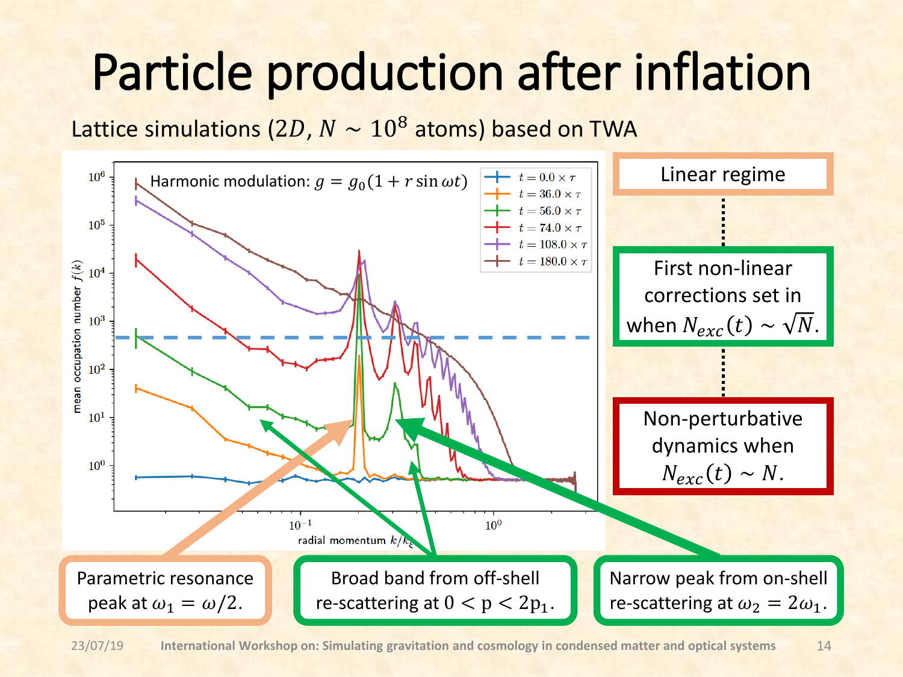# Particle production after inflation

Lattice simulations ($2D$, $N \sim 10^8$ atoms) based on TWA

Harmonic modulation: $g = g_0(1 + r \sin \omega t)$

Legend: $t = 0.0 \times \tau$, $t = 36.0 \times \tau$, $t = 56.0 \times \tau$, $t = 74.0 \times \tau$, $t = 108.0 \times \tau$, $t = 180.0 \times \tau$

y-axis: mean occupation number $f(k)$

x-axis: radial momentum $k/k_\xi$

Linear regime

First non-linear corrections set in when $N_{exc}(t) \sim \sqrt{N}$.

Non-perturbative dynamics when $N_{exc}(t) \sim N$.

Parametric resonance peak at $\omega_1 = \omega/2$.

Broad band from off-shell re-scattering at $0 < \mathrm{p} < 2\mathrm{p}_1$.

Narrow peak from on-shell re-scattering at $\omega_2 = 2\omega_1$.

23/07/19 International Workshop on: Simulating gravitation and cosmology in condensed matter and optical systems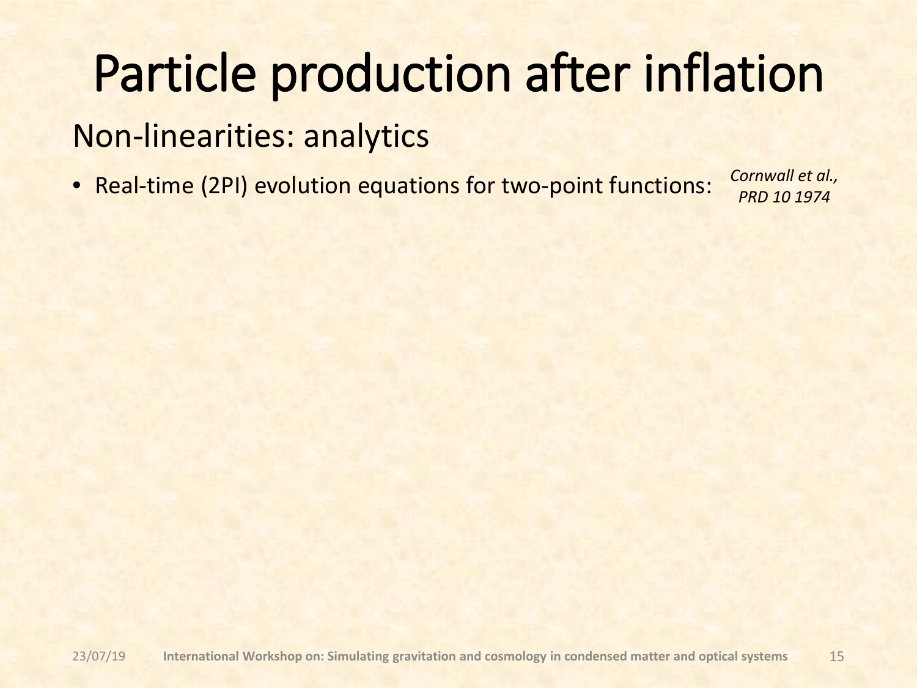# Particle production after inflation

## Non-linearities: analytics

- Real-time (2PI) evolution equations for two-point functions: *Cornwall et al., PRD 10 1974*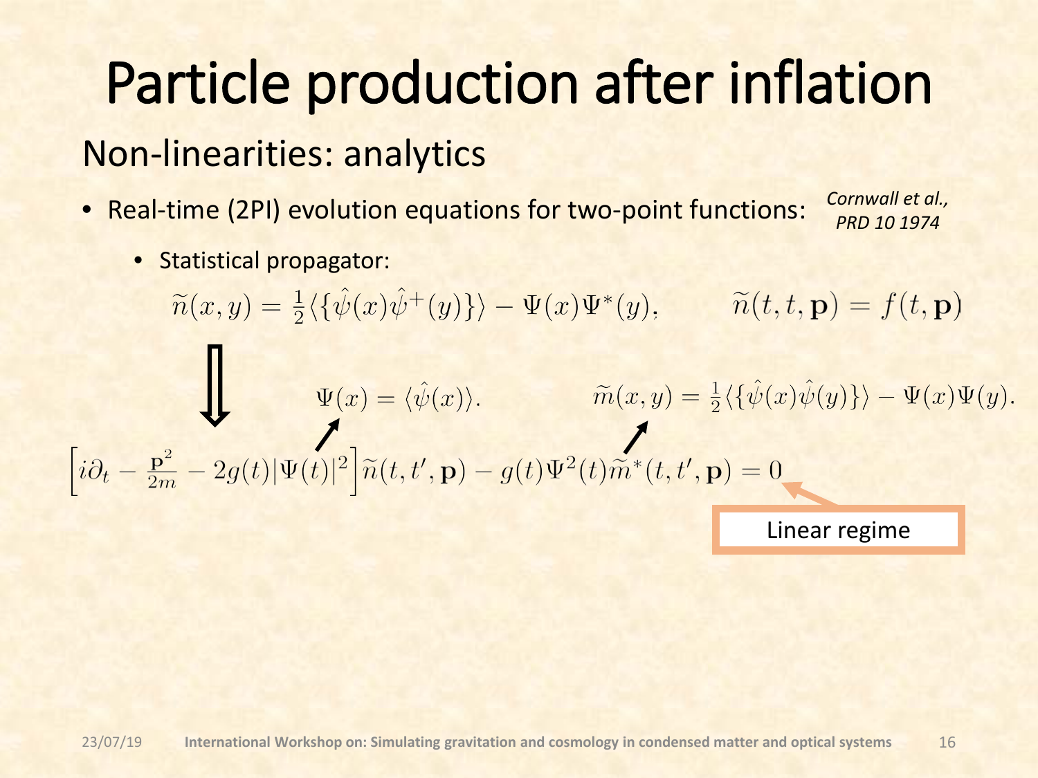# Particle production after inflation

## Non-linearities: analytics

- Real-time (2PI) evolution equations for two-point functions: *Cornwall et al., PRD 10 1974*
  - Statistical propagator:

$$\widetilde{n}(x,y) = \tfrac{1}{2}\langle\{\hat{\psi}(x)\hat{\psi}^{+}(y)\}\rangle - \Psi(x)\Psi^{*}(y), \qquad \widetilde{n}(t,t,\mathbf{p}) = f(t,\mathbf{p})$$

$$\Psi(x) = \langle\hat{\psi}(x)\rangle. \qquad \widetilde{m}(x,y) = \tfrac{1}{2}\langle\{\hat{\psi}(x)\hat{\psi}(y)\}\rangle - \Psi(x)\Psi(y).$$

$$\left[i\partial_t - \frac{\mathbf{p}^2}{2m} - 2g(t)|\Psi(t)|^2\right]\widetilde{n}(t,t',\mathbf{p}) - g(t)\Psi^2(t)\widetilde{m}^{*}(t,t',\mathbf{p}) = 0$$

Linear regime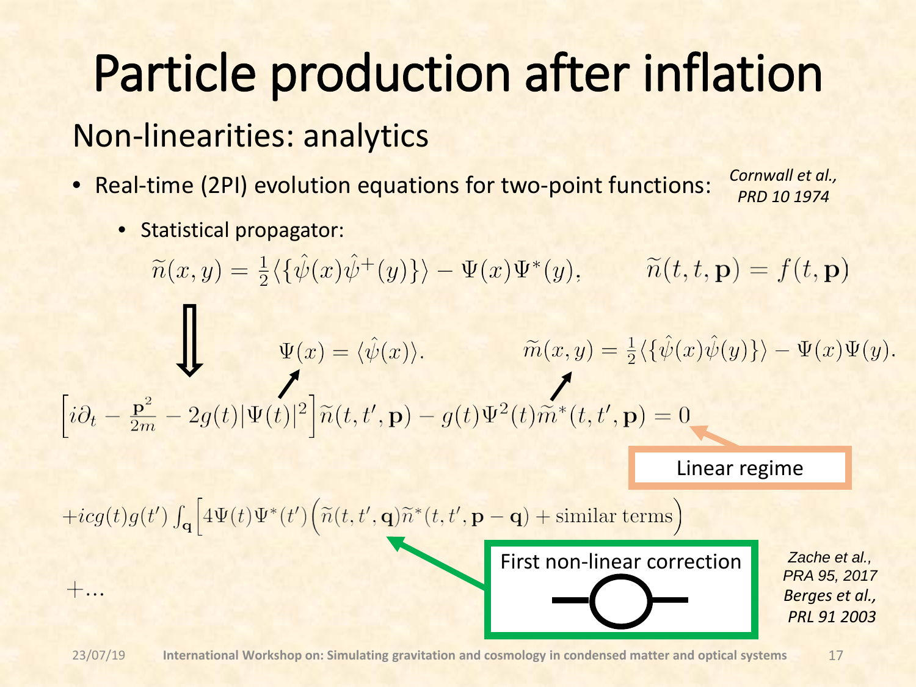# Particle production after inflation

## Non-linearities: analytics

- Real-time (2PI) evolution equations for two-point functions: *Cornwall et al., PRD 10 1974*
  - Statistical propagator:

$$\widetilde{n}(x,y) = \tfrac{1}{2}\langle\{\hat{\psi}(x)\hat{\psi}^{+}(y)\}\rangle - \Psi(x)\Psi^{*}(y), \qquad \widetilde{n}(t,t,\mathbf{p}) = f(t,\mathbf{p})$$

$$\Psi(x) = \langle\hat{\psi}(x)\rangle. \qquad \widetilde{m}(x,y) = \tfrac{1}{2}\langle\{\hat{\psi}(x)\hat{\psi}(y)\}\rangle - \Psi(x)\Psi(y).$$

$$\left[i\partial_t - \frac{\mathbf{p}^2}{2m} - 2g(t)|\Psi(t)|^2\right]\widetilde{n}(t,t',\mathbf{p}) - g(t)\Psi^2(t)\widetilde{m}^{*}(t,t',\mathbf{p}) = 0$$

Linear regime

$$+icg(t)g(t')\int_{\mathbf{q}}\left[4\Psi(t)\Psi^{*}(t')\Big(\widetilde{n}(t,t',\mathbf{q})\widetilde{n}^{*}(t,t',\mathbf{p}-\mathbf{q}) + \text{similar terms}\Big)\right.$$

$$+\ldots$$

First non-linear correction

*Zache et al., PRA 95, 2017*
*Berges et al., PRL 91 2003*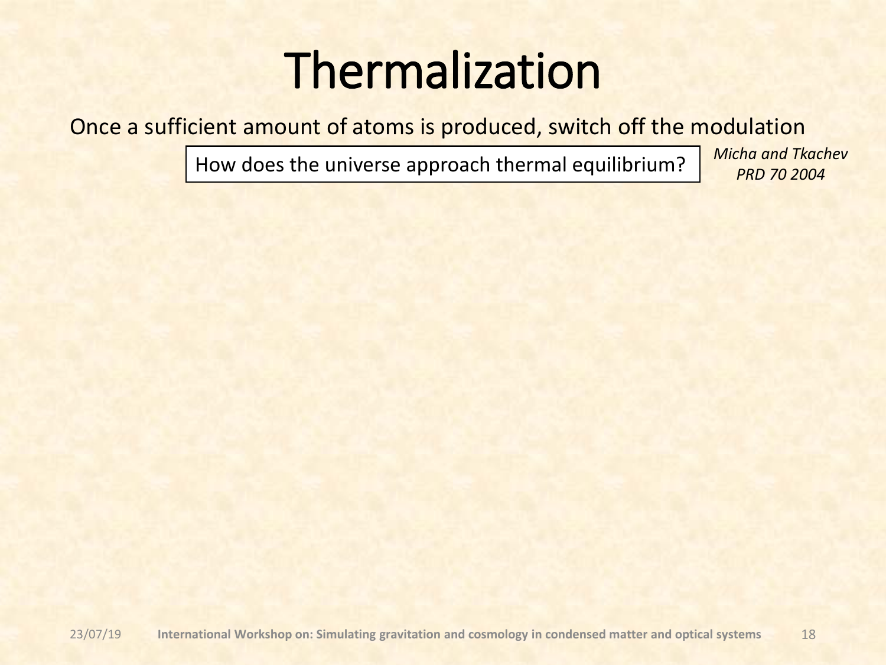# Thermalization

Once a sufficient amount of atoms is produced, switch off the modulation

How does the universe approach thermal equilibrium?

*Micha and Tkachev PRD 70 2004*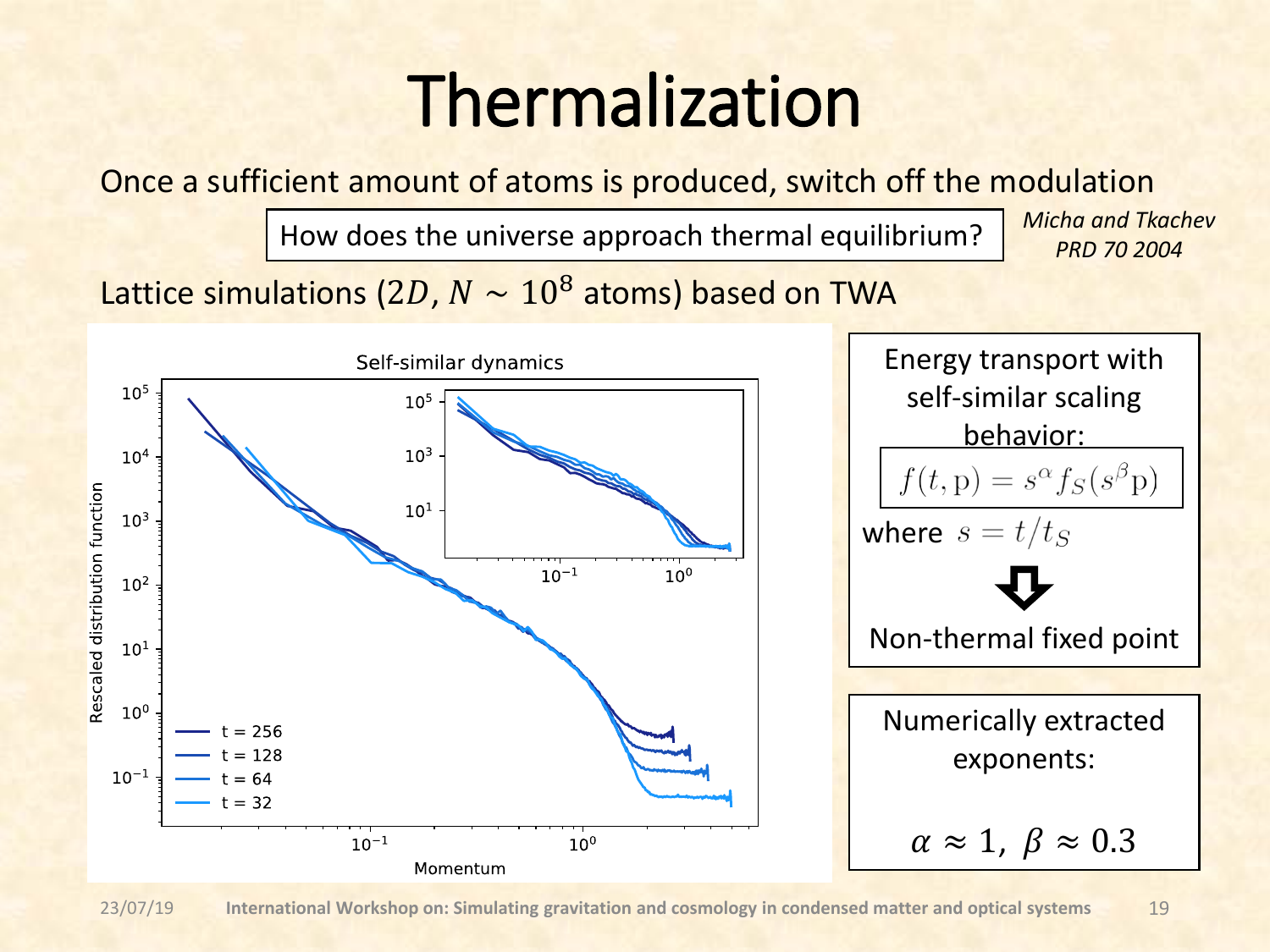# Thermalization

Once a sufficient amount of atoms is produced, switch off the modulation

How does the universe approach thermal equilibrium?

*Micha and Tkachev PRD 70 2004*

Lattice simulations ($2D$, $N \sim 10^8$ atoms) based on TWA

Energy transport with self-similar scaling behavior:

$$f(t, \mathrm{p}) = s^{\alpha} f_S(s^{\beta} \mathrm{p})$$

where $s = t/t_S$

⇩

Non-thermal fixed point

Numerically extracted exponents:

$$\alpha \approx 1,\ \beta \approx 0.3$$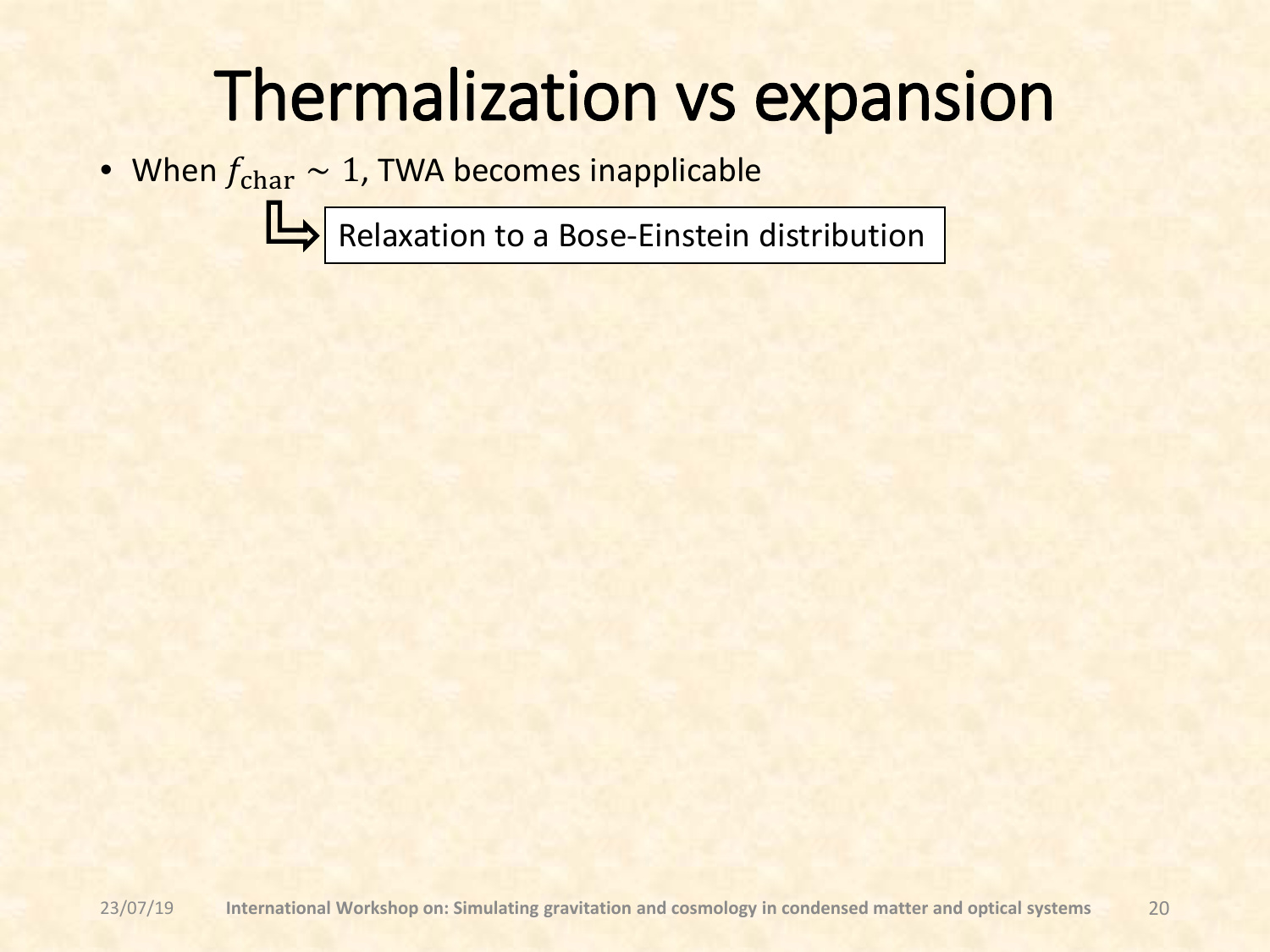# Thermalization vs expansion

- When $f_{\mathrm{char}} \sim 1$, TWA becomes inapplicable

  ⮡ Relaxation to a Bose-Einstein distribution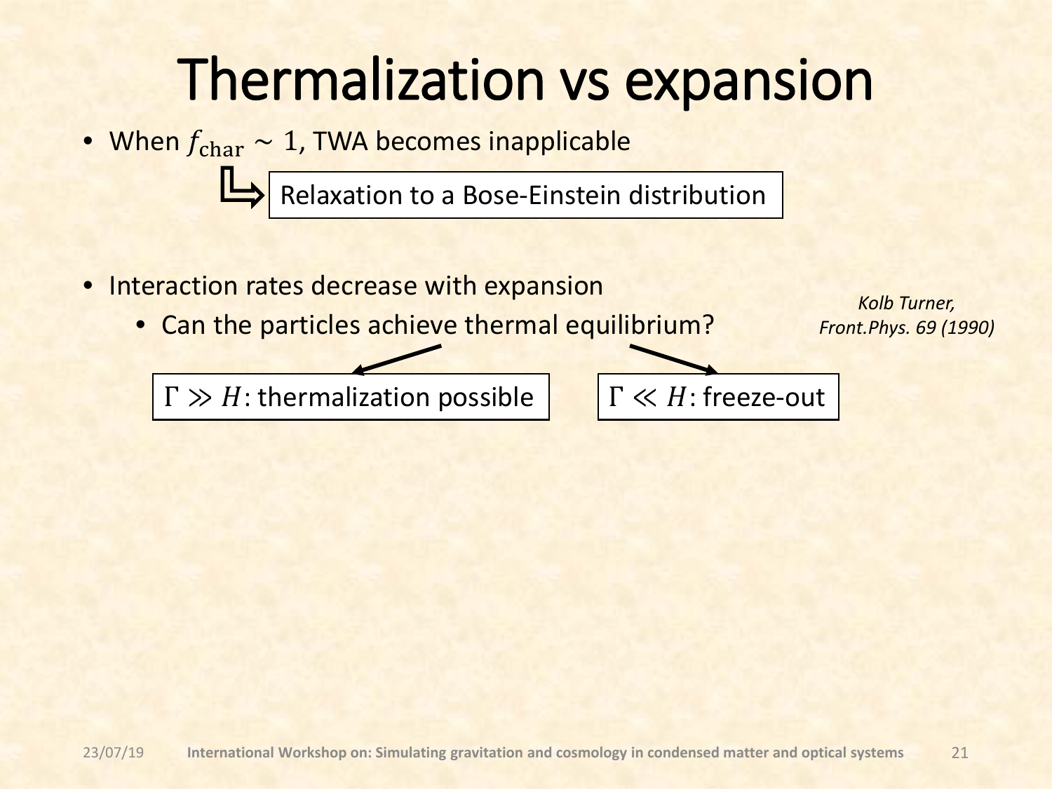# Thermalization vs expansion

- When $f_{\text{char}} \sim 1$, TWA becomes inapplicable

  ↳ Relaxation to a Bose-Einstein distribution

- Interaction rates decrease with expansion
  - Can the particles achieve thermal equilibrium?

*Kolb Turner, Front.Phys. 69 (1990)*

$\Gamma \gg H$: thermalization possible

$\Gamma \ll H$: freeze-out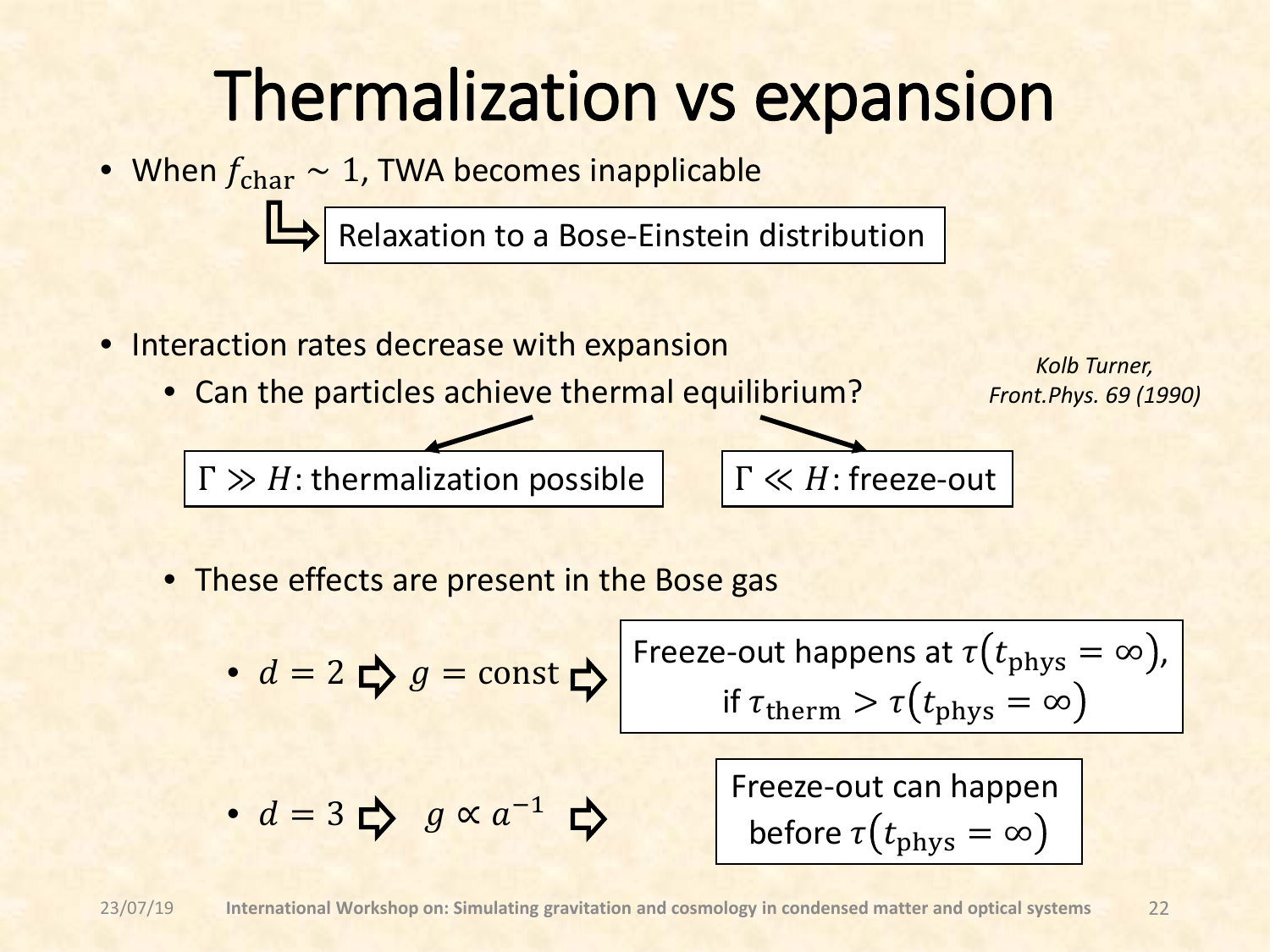# Thermalization vs expansion

- When $f_{\text{char}} \sim 1$, TWA becomes inapplicable
  - ⮡ Relaxation to a Bose-Einstein distribution

- Interaction rates decrease with expansion
  - Can the particles achieve thermal equilibrium?

*Kolb Turner, Front.Phys. 69 (1990)*

$\Gamma \gg H$: thermalization possible

$\Gamma \ll H$: freeze-out

- These effects are present in the Bose gas
  - $d = 2$ ⇨ $g = \text{const}$ ⇨ Freeze-out happens at $\tau(t_{\text{phys}} = \infty)$, if $\tau_{\text{therm}} > \tau(t_{\text{phys}} = \infty)$
  - $d = 3$ ⇨ $g \propto a^{-1}$ ⇨ Freeze-out can happen before $\tau(t_{\text{phys}} = \infty)$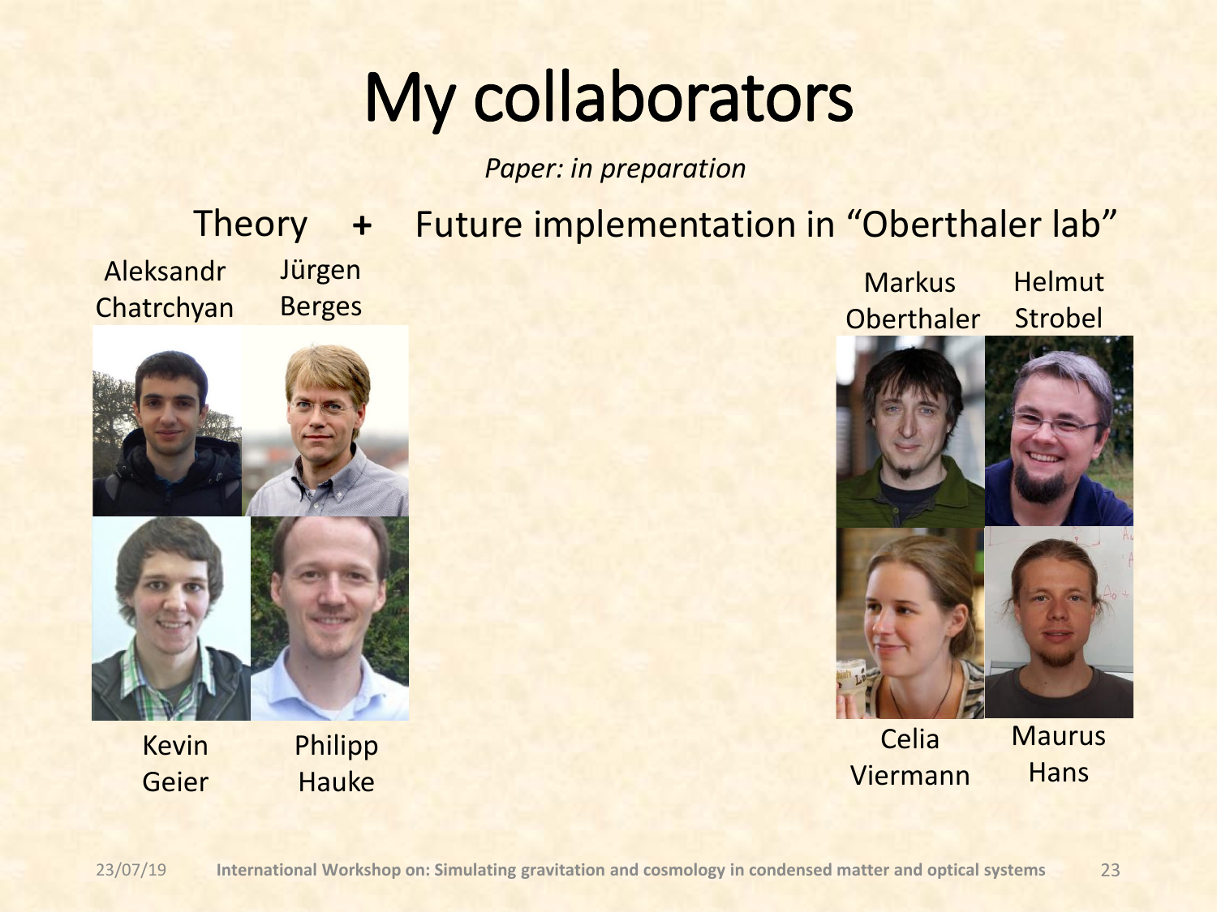# My collaborators

*Paper: in preparation*

Theory **+** Future implementation in “Oberthaler lab”

**Theory:**

- Aleksandr Chatrchyan
- Jürgen Berges
- Kevin Geier
- Philipp Hauke

**Future implementation in “Oberthaler lab”:**

- Markus Oberthaler
- Helmut Strobel
- Celia Viermann
- Maurus Hans

23/07/19 **International Workshop on: Simulating gravitation and cosmology in condensed matter and optical systems**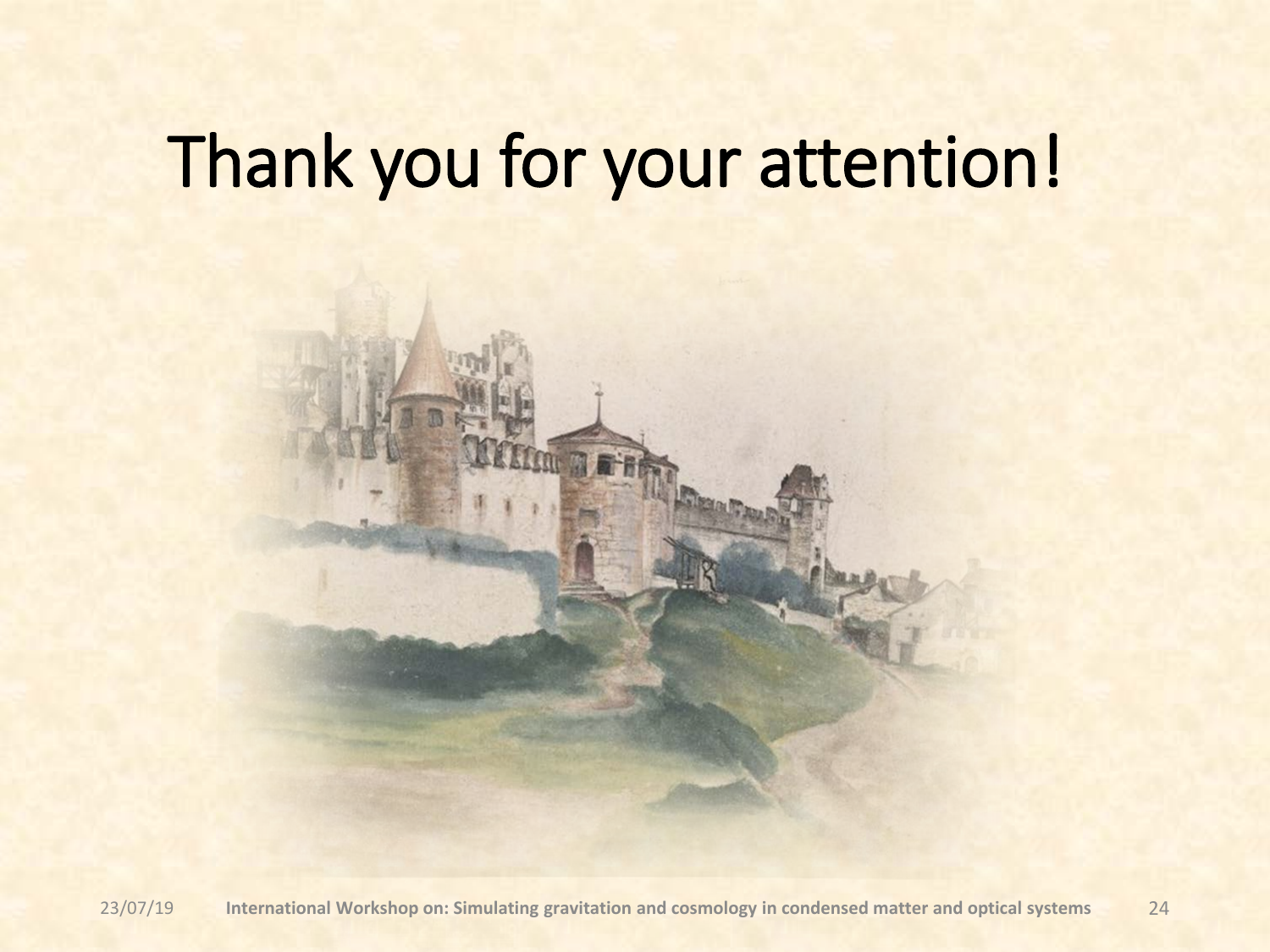# Thank you for your attention!